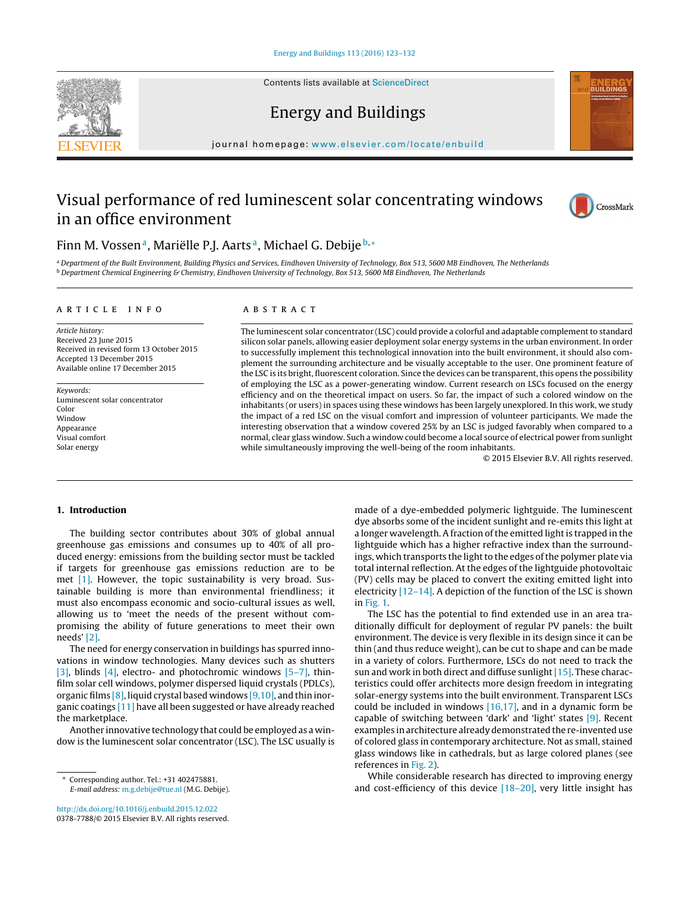# Visual performance of red luminescent solar concentrating windows in an office environment

Finn M. Vossen[a], Mariëlle P.J. Aarts[a], Michael G. Debije[b,*]

[a] Department of the Built Environment, Building Physics and Services, Eindhoven University of Technology, Box 513, 5600 MB Eindhoven, The Netherlands
[b] Department Chemical Engineering & Chemistry, Eindhoven University of Technology, Box 513, 5600 MB Eindhoven, The Netherlands

## ARTICLE INFO

*Article history:*
Received 23 June 2015
Received in revised form 13 October 2015
Accepted 13 December 2015
Available online 17 December 2015

*Keywords:*
Luminescent solar concentrator
Color
Window
Appearance
Visual comfort
Solar energy

## ABSTRACT

The luminescent solar concentrator (LSC) could provide a colorful and adaptable complement to standard silicon solar panels, allowing easier deployment solar energy systems in the urban environment. In order to successfully implement this technological innovation into the built environment, it should also complement the surrounding architecture and be visually acceptable to the user. One prominent feature of the LSC is its bright, fluorescent coloration. Since the devices can be transparent, this opens the possibility of employing the LSC as a power-generating window. Current research on LSCs focused on the energy efficiency and on the theoretical impact on users. So far, the impact of such a colored window on the inhabitants (or users) in spaces using these windows has been largely unexplored. In this work, we study the impact of a red LSC on the visual comfort and impression of volunteer participants. We made the interesting observation that a window covered 25% by an LSC is judged favorably when compared to a normal, clear glass window. Such a window could become a local source of electrical power from sunlight while simultaneously improving the well-being of the room inhabitants.

© 2015 Elsevier B.V. All rights reserved.

## 1. Introduction

The building sector contributes about 30% of global annual greenhouse gas emissions and consumes up to 40% of all produced energy: emissions from the building sector must be tackled if targets for greenhouse gas emissions reduction are to be met [1]. However, the topic sustainability is very broad. Sustainable building is more than environmental friendliness; it must also encompass economic and socio-cultural issues as well, allowing us to 'meet the needs of the present without compromising the ability of future generations to meet their own needs' [2].

The need for energy conservation in buildings has spurred innovations in window technologies. Many devices such as shutters [3], blinds [4], electro- and photochromic windows [5–7], thin-film solar cell windows, polymer dispersed liquid crystals (PDLCs), organic films [8], liquid crystal based windows [9,10], and thin inorganic coatings [11] have all been suggested or have already reached the marketplace.

Another innovative technology that could be employed as a window is the luminescent solar concentrator (LSC). The LSC usually is made of a dye-embedded polymeric lightguide. The luminescent dye absorbs some of the incident sunlight and re-emits this light at a longer wavelength. A fraction of the emitted light is trapped in the lightguide which has a higher refractive index than the surroundings, which transports the light to the edges of the polymer plate via total internal reflection. At the edges of the lightguide photovoltaic (PV) cells may be placed to convert the exiting emitted light into electricity [12–14]. A depiction of the function of the LSC is shown in Fig. 1.

The LSC has the potential to find extended use in an area traditionally difficult for deployment of regular PV panels: the built environment. The device is very flexible in its design since it can be thin (and thus reduce weight), can be cut to shape and can be made in a variety of colors. Furthermore, LSCs do not need to track the sun and work in both direct and diffuse sunlight [15]. These characteristics could offer architects more design freedom in integrating solar-energy systems into the built environment. Transparent LSCs could be included in windows [16,17], and in a dynamic form be capable of switching between 'dark' and 'light' states [9]. Recent examples in architecture already demonstrated the re-invented use of colored glass in contemporary architecture. Not as small, stained glass windows like in cathedrals, but as large colored planes (see references in Fig. 2).

While considerable research has directed to improving energy and cost-efficiency of this device [18–20], very little insight has

\* Corresponding author. Tel.: +31 402475881.
*E-mail address:* m.g.debije@tue.nl (M.G. Debije).

http://dx.doi.org/10.1016/j.enbuild.2015.12.022
0378-7788/© 2015 Elsevier B.V. All rights reserved.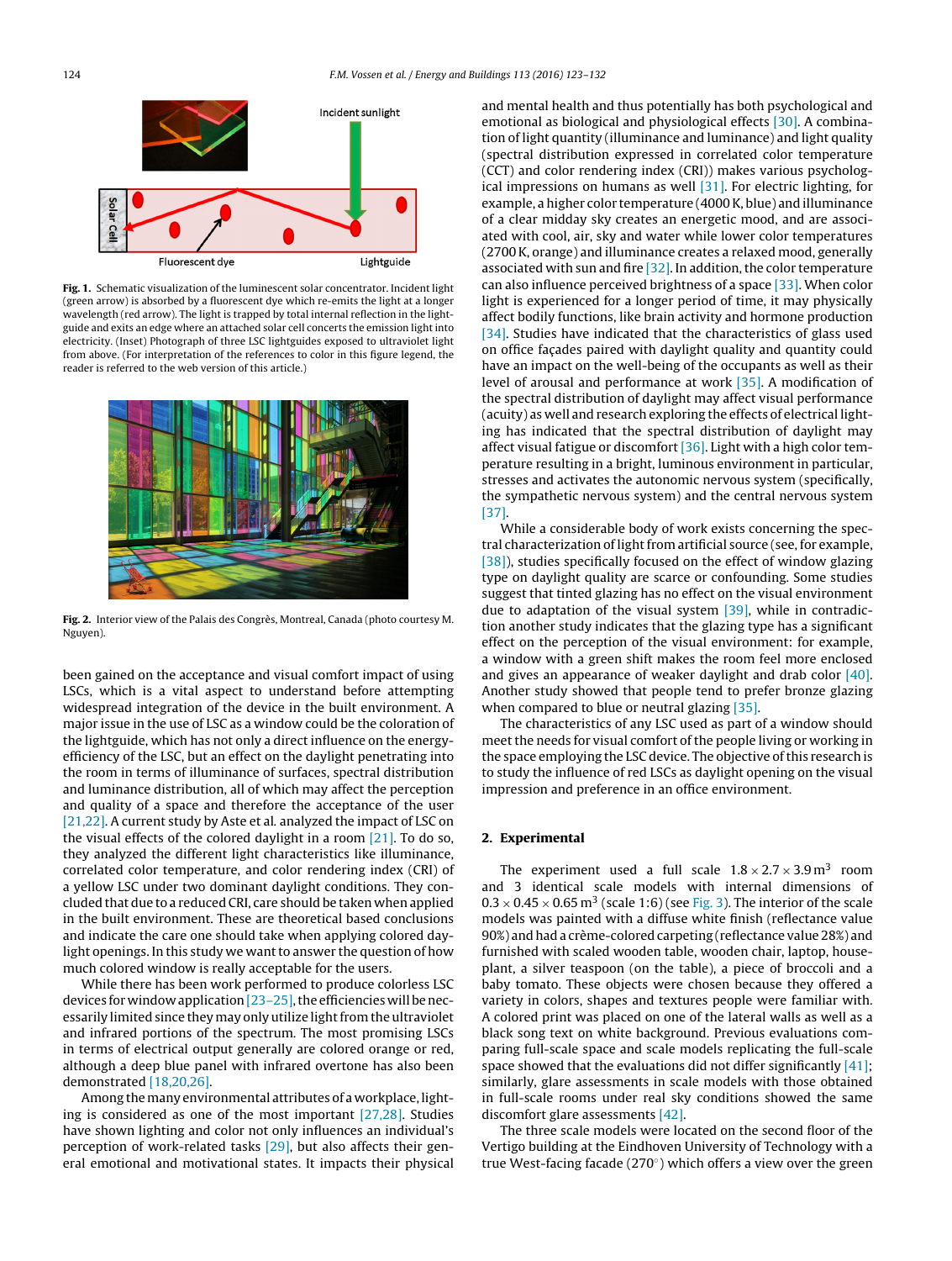Fig. 1. Schematic visualization of the luminescent solar concentrator. Incident light (green arrow) is absorbed by a fluorescent dye which re-emits the light at a longer wavelength (red arrow). The light is trapped by total internal reflection in the lightguide and exits an edge where an attached solar cell concerts the emission light into electricity. (Inset) Photograph of three LSC lightguides exposed to ultraviolet light from above. (For interpretation of the references to color in this figure legend, the reader is referred to the web version of this article.)

Fig. 2. Interior view of the Palais des Congrès, Montreal, Canada (photo courtesy M. Nguyen).

been gained on the acceptance and visual comfort impact of using LSCs, which is a vital aspect to understand before attempting widespread integration of the device in the built environment. A major issue in the use of LSC as a window could be the coloration of the lightguide, which has not only a direct influence on the energy-efficiency of the LSC, but an effect on the daylight penetrating into the room in terms of illuminance of surfaces, spectral distribution and luminance distribution, all of which may affect the perception and quality of a space and therefore the acceptance of the user [21,22]. A current study by Aste et al. analyzed the impact of LSC on the visual effects of the colored daylight in a room [21]. To do so, they analyzed the different light characteristics like illuminance, correlated color temperature, and color rendering index (CRI) of a yellow LSC under two dominant daylight conditions. They concluded that due to a reduced CRI, care should be taken when applied in the built environment. These are theoretical based conclusions and indicate the care one should take when applying colored daylight openings. In this study we want to answer the question of how much colored window is really acceptable for the users.

While there has been work performed to produce colorless LSC devices for window application [23–25], the efficiencies will be necessarily limited since they may only utilize light from the ultraviolet and infrared portions of the spectrum. The most promising LSCs in terms of electrical output generally are colored orange or red, although a deep blue panel with infrared overtone has also been demonstrated [18,20,26].

Among the many environmental attributes of a workplace, lighting is considered as one of the most important [27,28]. Studies have shown lighting and color not only influences an individual's perception of work-related tasks [29], but also affects their general emotional and motivational states. It impacts their physical and mental health and thus potentially has both psychological and emotional as biological and physiological effects [30]. A combination of light quantity (illuminance and luminance) and light quality (spectral distribution expressed in correlated color temperature (CCT) and color rendering index (CRI)) makes various psychological impressions on humans as well [31]. For electric lighting, for example, a higher color temperature (4000 K, blue) and illuminance of a clear midday sky creates an energetic mood, and are associated with cool, air, sky and water while lower color temperatures (2700 K, orange) and illuminance creates a relaxed mood, generally associated with sun and fire [32]. In addition, the color temperature can also influence perceived brightness of a space [33]. When color light is experienced for a longer period of time, it may physically affect bodily functions, like brain activity and hormone production [34]. Studies have indicated that the characteristics of glass used on office façades paired with daylight quality and quantity could have an impact on the well-being of the occupants as well as their level of arousal and performance at work [35]. A modification of the spectral distribution of daylight may affect visual performance (acuity) as well and research exploring the effects of electrical lighting has indicated that the spectral distribution of daylight may affect visual fatigue or discomfort [36]. Light with a high color temperature resulting in a bright, luminous environment in particular, stresses and activates the autonomic nervous system (specifically, the sympathetic nervous system) and the central nervous system [37].

While a considerable body of work exists concerning the spectral characterization of light from artificial source (see, for example, [38]), studies specifically focused on the effect of window glazing type on daylight quality are scarce or confounding. Some studies suggest that tinted glazing has no effect on the visual environment due to adaptation of the visual system [39], while in contradiction another study indicates that the glazing type has a significant effect on the perception of the visual environment: for example, a window with a green shift makes the room feel more enclosed and gives an appearance of weaker daylight and drab color [40]. Another study showed that people tend to prefer bronze glazing when compared to blue or neutral glazing [35].

The characteristics of any LSC used as part of a window should meet the needs for visual comfort of the people living or working in the space employing the LSC device. The objective of this research is to study the influence of red LSCs as daylight opening on the visual impression and preference in an office environment.

## 2. Experimental

The experiment used a full scale $1.8 \times 2.7 \times 3.9\,\text{m}^3$ room and 3 identical scale models with internal dimensions of $0.3 \times 0.45 \times 0.65\,\text{m}^3$ (scale 1:6) (see Fig. 3). The interior of the scale models was painted with a diffuse white finish (reflectance value 90%) and had a crème-colored carpeting (reflectance value 28%) and furnished with scaled wooden table, wooden chair, laptop, houseplant, a silver teaspoon (on the table), a piece of broccoli and a baby tomato. These objects were chosen because they offered a variety in colors, shapes and textures people were familiar with. A colored print was placed on one of the lateral walls as well as a black song text on white background. Previous evaluations comparing full-scale space and scale models replicating the full-scale space showed that the evaluations did not differ significantly [41]; similarly, glare assessments in scale models with those obtained in full-scale rooms under real sky conditions showed the same discomfort glare assessments [42].

The three scale models were located on the second floor of the Vertigo building at the Eindhoven University of Technology with a true West-facing facade (270°) which offers a view over the green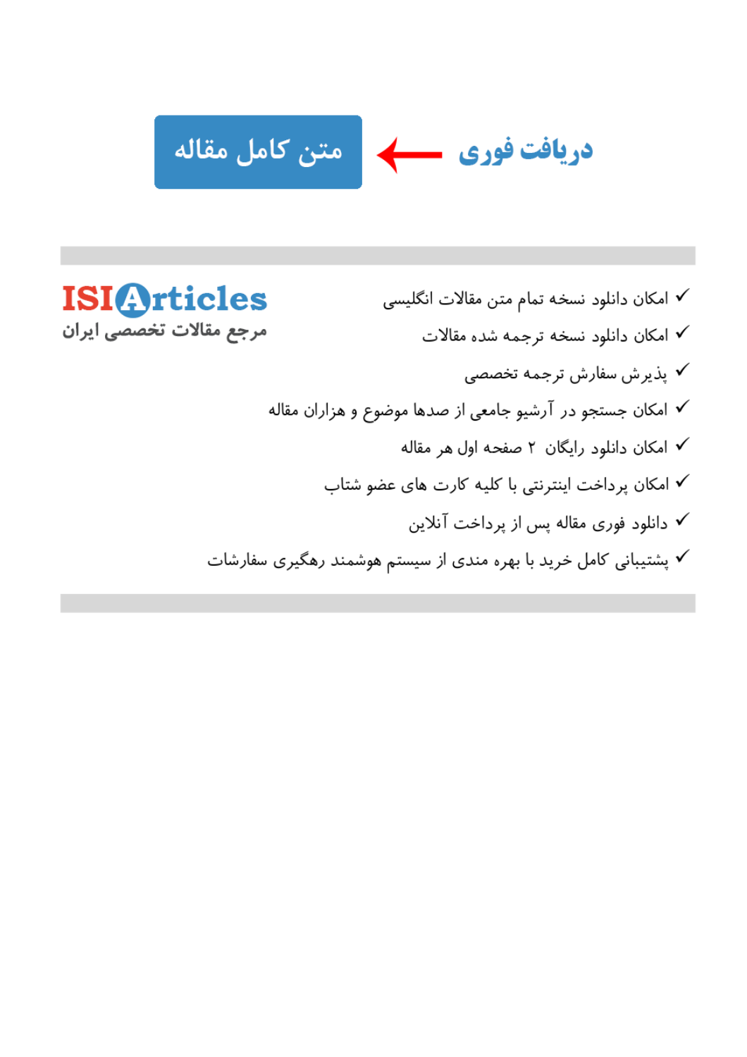متن کامل مقاله ← دریافت فوری

ISIArticles
مرجع مقالات تخصصی ایران

- ✓ امکان دانلود نسخه تمام متن مقالات انگلیسی
- ✓ امکان دانلود نسخه ترجمه شده مقالات
- ✓ پذیرش سفارش ترجمه تخصصی
- ✓ امکان جستجو در آرشیو جامعی از صدها موضوع و هزاران مقاله
- ✓ امکان دانلود رایگان ۲ صفحه اول هر مقاله
- ✓ امکان پرداخت اینترنتی با کلیه کارت های عضو شتاب
- ✓ دانلود فوری مقاله پس از پرداخت آنلاین
- ✓ پشتیبانی کامل خرید با بهره مندی از سیستم هوشمند رهگیری سفارشات